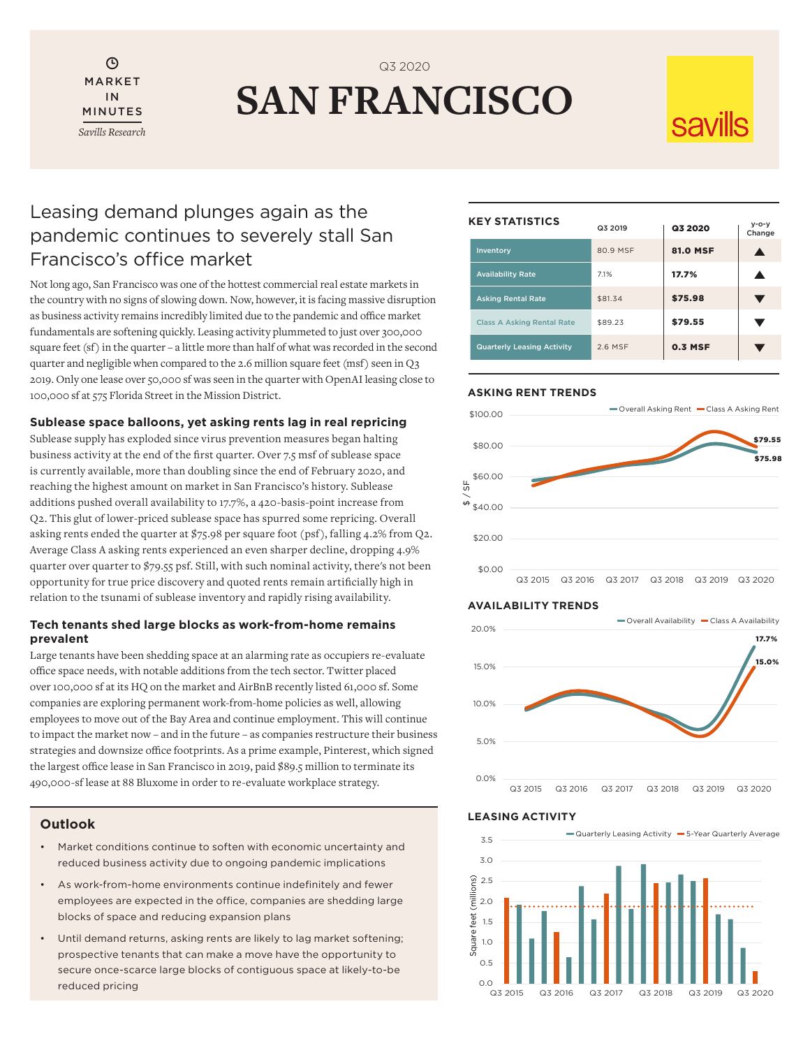Q3 2020

# SAN FRANCISCO

MARKET IN MINUTES

*Savills Research*

savills

## Leasing demand plunges again as the pandemic continues to severely stall San Francisco's office market

Not long ago, San Francisco was one of the hottest commercial real estate markets in the country with no signs of slowing down. Now, however, it is facing massive disruption as business activity remains incredibly limited due to the pandemic and office market fundamentals are softening quickly. Leasing activity plummeted to just over 300,000 square feet (sf) in the quarter – a little more than half of what was recorded in the second quarter and negligible when compared to the 2.6 million square feet (msf) seen in Q3 2019. Only one lease over 50,000 sf was seen in the quarter with OpenAI leasing close to 100,000 sf at 575 Florida Street in the Mission District.

### Sublease space balloons, yet asking rents lag in real repricing

Sublease supply has exploded since virus prevention measures began halting business activity at the end of the first quarter. Over 7.5 msf of sublease space is currently available, more than doubling since the end of February 2020, and reaching the highest amount on market in San Francisco's history. Sublease additions pushed overall availability to 17.7%, a 420-basis-point increase from Q2. This glut of lower-priced sublease space has spurred some repricing. Overall asking rents ended the quarter at $75.98 per square foot (psf), falling 4.2% from Q2. Average Class A asking rents experienced an even sharper decline, dropping 4.9% quarter over quarter to $79.55 psf. Still, with such nominal activity, there's not been opportunity for true price discovery and quoted rents remain artificially high in relation to the tsunami of sublease inventory and rapidly rising availability.

### Tech tenants shed large blocks as work-from-home remains prevalent

Large tenants have been shedding space at an alarming rate as occupiers re-evaluate office space needs, with notable additions from the tech sector. Twitter placed over 100,000 sf at its HQ on the market and AirBnB recently listed 61,000 sf. Some companies are exploring permanent work-from-home policies as well, allowing employees to move out of the Bay Area and continue employment. This will continue to impact the market now – and in the future – as companies restructure their business strategies and downsize office footprints. As a prime example, Pinterest, which signed the largest office lease in San Francisco in 2019, paid $89.5 million to terminate its 490,000-sf lease at 88 Bluxome in order to re-evaluate workplace strategy.

### Outlook

- Market conditions continue to soften with economic uncertainty and reduced business activity due to ongoing pandemic implications
- As work-from-home environments continue indefinitely and fewer employees are expected in the office, companies are shedding large blocks of space and reducing expansion plans
- Until demand returns, asking rents are likely to lag market softening; prospective tenants that can make a move have the opportunity to secure once-scarce large blocks of contiguous space at likely-to-be reduced pricing

### KEY STATISTICS

| | Q3 2019 | Q3 2020 | y-o-y Change |
|---|---|---|---|
| Inventory | 80.9 MSF | **81.0 MSF** | ▲ |
| Availability Rate | 7.1% | **17.7%** | ▲ |
| Asking Rental Rate | $81.34 | **$75.98** | ▼ |
| Class A Asking Rental Rate | $89.23 | **$79.55** | ▼ |
| Quarterly Leasing Activity | 2.6 MSF | **0.3 MSF** | ▼ |

### ASKING RENT TRENDS

Overall Asking Rent — Class A Asking Rent

$ / SF: $0.00 – $100.00; Q3 2015 – Q3 2020. Q3 2020: Class A $79.55; Overall $75.98

### AVAILABILITY TRENDS

Overall Availability — Class A Availability

0.0% – 20.0%; Q3 2015 – Q3 2020. Q3 2020: Overall 17.7%; Class A 15.0%

### LEASING ACTIVITY

Quarterly Leasing Activity — 5-Year Quarterly Average

Square feet (millions): 0.0 – 3.5; Q3 2015 – Q3 2020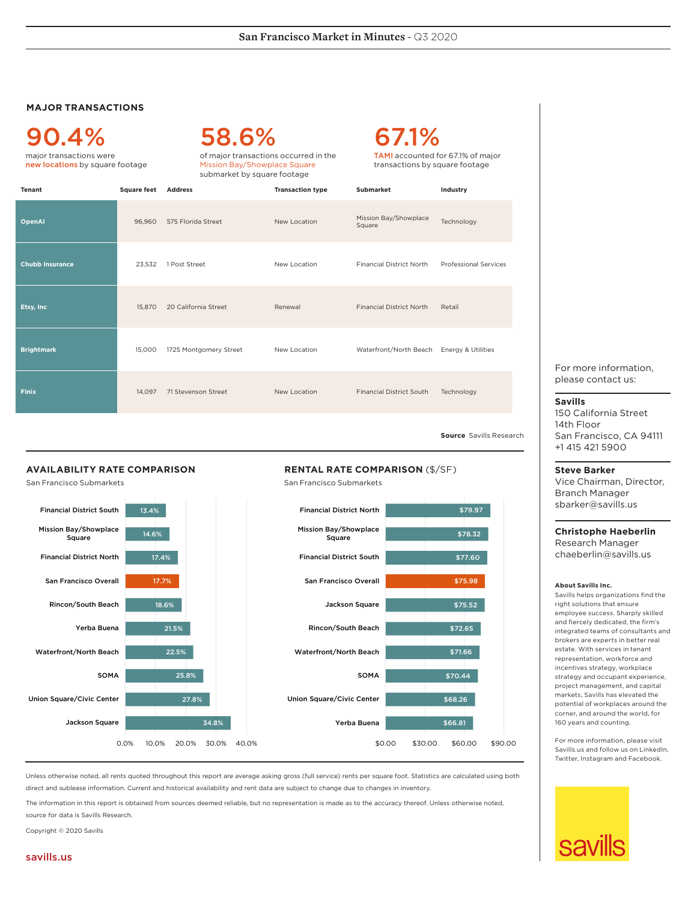## MAJOR TRANSACTIONS

**90.4%**
major transactions were new locations by square footage

**58.6%**
of major transactions occurred in the Mission Bay/Showplace Square submarket by square footage

**67.1%**
TAMI accounted for 67.1% of major transactions by square footage

| Tenant | Square feet | Address | Transaction type | Submarket | Industry |
|---|---|---|---|---|---|
| OpenAI | 96,960 | 575 Florida Street | New Location | Mission Bay/Showplace Square | Technology |
| Chubb Insurance | 23,532 | 1 Post Street | New Location | Financial District North | Professional Services |
| Etsy, Inc | 15,870 | 20 California Street | Renewal | Financial District North | Retail |
| Brightmark | 15,000 | 1725 Montgomery Street | New Location | Waterfront/North Beach | Energy & Utilities |
| Finix | 14,097 | 71 Stevenson Street | New Location | Financial District South | Technology |

**Source** Savills Research

## AVAILABILITY RATE COMPARISON

San Francisco Submarkets

Financial District South 13.4%
Mission Bay/Showplace Square 14.6%
Financial District North 17.4%
San Francisco Overall 17.7%
Rincon/South Beach 18.6%
Yerba Buena 21.5%
Waterfront/North Beach 22.5%
SOMA 25.8%
Union Square/Civic Center 27.8%
Jackson Square 34.8%

0.0% 10.0% 20.0% 30.0% 40.0%

## RENTAL RATE COMPARISON ($/SF)

San Francisco Submarkets

Financial District North $79.97
Mission Bay/Showplace Square $78.32
Financial District South $77.60
San Francisco Overall $75.98
Jackson Square $75.52
Rincon/South Beach $72.65
Waterfront/North Beach $71.66
SOMA $70.44
Union Square/Civic Center $68.26
Yerba Buena $66.81

$0.00 $30.00 $60.00 $90.00

Unless otherwise noted, all rents quoted throughout this report are average asking gross (full service) rents per square foot. Statistics are calculated using both direct and sublease information. Current and historical availability and rent data are subject to change due to changes in inventory.

The information in this report is obtained from sources deemed reliable, but no representation is made as to the accuracy thereof. Unless otherwise noted, source for data is Savills Research.

Copyright © 2020 Savills

savills.us

For more information, please contact us:

**Savills**
150 California Street
14th Floor
San Francisco, CA 94111
+1 415 421 5900

**Steve Barker**
Vice Chairman, Director, Branch Manager
sbarker@savills.us

**Christophe Haeberlin**
Research Manager
chaeberlin@savills.us

**About Savills Inc.**
Savills helps organizations find the right solutions that ensure employee success. Sharply skilled and fiercely dedicated, the firm's integrated teams of consultants and brokers are experts in better real estate. With services in tenant representation, workforce and incentives strategy, workplace strategy and occupant experience, project management, and capital markets, Savills has elevated the potential of workplaces around the corner, and around the world, for 160 years and counting.

For more information, please visit Savills.us and follow us on LinkedIn, Twitter, Instagram and Facebook.

savills